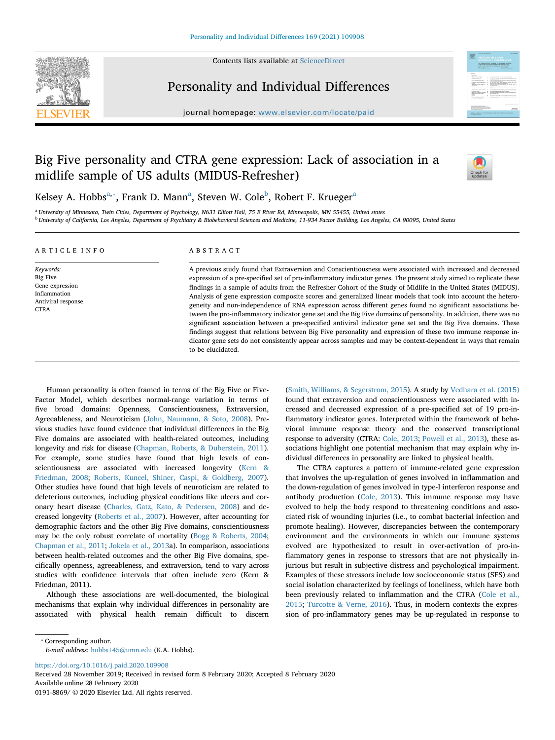# Big Five personality and CTRA gene expression: Lack of association in a midlife sample of US adults (MIDUS-Refresher)

Kelsey A. Hobbs[a,*], Frank D. Mann[a], Steven W. Cole[b], Robert F. Krueger[a]

[a] University of Minnesota, Twin Cities, Department of Psychology, N631 Elliott Hall, 75 E River Rd, Minneapolis, MN 55455, United states

[b] University of California, Los Angeles, Department of Psychiatry & Biobehavioral Sciences and Medicine, 11-934 Factor Building, Los Angeles, CA 90095, United States

## ARTICLE INFO

*Keywords:*
Big Five
Gene expression
Inflammation
Antiviral response
CTRA

## ABSTRACT

A previous study found that Extraversion and Conscientiousness were associated with increased and decreased expression of a pre-specified set of pro-inflammatory indicator genes. The present study aimed to replicate these findings in a sample of adults from the Refresher Cohort of the Study of Midlife in the United States (MIDUS). Analysis of gene expression composite scores and generalized linear models that took into account the heterogeneity and non-independence of RNA expression across different genes found no significant associations between the pro-inflammatory indicator gene set and the Big Five domains of personality. In addition, there was no significant association between a pre-specified antiviral indicator gene set and the Big Five domains. These findings suggest that relations between Big Five personality and expression of these two immune response indicator gene sets do not consistently appear across samples and may be context-dependent in ways that remain to be elucidated.

Human personality is often framed in terms of the Big Five or Five-Factor Model, which describes normal-range variation in terms of five broad domains: Openness, Conscientiousness, Extraversion, Agreeableness, and Neuroticism (John, Naumann, & Soto, 2008). Previous studies have found evidence that individual differences in the Big Five domains are associated with health-related outcomes, including longevity and risk for disease (Chapman, Roberts, & Duberstein, 2011). For example, some studies have found that high levels of conscientiousness are associated with increased longevity (Kern & Friedman, 2008; Roberts, Kuncel, Shiner, Caspi, & Goldberg, 2007). Other studies have found that high levels of neuroticism are related to deleterious outcomes, including physical conditions like ulcers and coronary heart disease (Charles, Gatz, Kato, & Pedersen, 2008) and decreased longevity (Roberts et al., 2007). However, after accounting for demographic factors and the other Big Five domains, conscientiousness may be the only robust correlate of mortality (Bogg & Roberts, 2004; Chapman et al., 2011; Jokela et al., 2013a). In comparison, associations between health-related outcomes and the other Big Five domains, specifically openness, agreeableness, and extraversion, tend to vary across studies with confidence intervals that often include zero (Kern & Friedman, 2011).

Although these associations are well-documented, the biological mechanisms that explain why individual differences in personality are associated with physical health remain difficult to discern (Smith, Williams, & Segerstrom, 2015). A study by Vedhara et al. (2015) found that extraversion and conscientiousness were associated with increased and decreased expression of a pre-specified set of 19 pro-inflammatory indicator genes. Interpreted within the framework of behavioral immune response theory and the conserved transcriptional response to adversity (CTRA: Cole, 2013; Powell et al., 2013), these associations highlight one potential mechanism that may explain why individual differences in personality are linked to physical health.

The CTRA captures a pattern of immune-related gene expression that involves the up-regulation of genes involved in inflammation and the down-regulation of genes involved in type-I interferon response and antibody production (Cole, 2013). This immune response may have evolved to help the body respond to threatening conditions and associated risk of wounding injuries (i.e., to combat bacterial infection and promote healing). However, discrepancies between the contemporary environment and the environments in which our immune systems evolved are hypothesized to result in over-activation of pro-inflammatory genes in response to stressors that are not physically injurious but result in subjective distress and psychological impairment. Examples of these stressors include low socioeconomic status (SES) and social isolation characterized by feelings of loneliness, which have both been previously related to inflammation and the CTRA (Cole et al., 2015; Turcotte & Verne, 2016). Thus, in modern contexts the expression of pro-inflammatory genes may be up-regulated in response to

* Corresponding author.
*E-mail address:* hobbs145@umn.edu (K.A. Hobbs).

https://doi.org/10.1016/j.paid.2020.109908
Received 28 November 2019; Received in revised form 8 February 2020; Accepted 8 February 2020
Available online 28 February 2020
0191-8869/ © 2020 Elsevier Ltd. All rights reserved.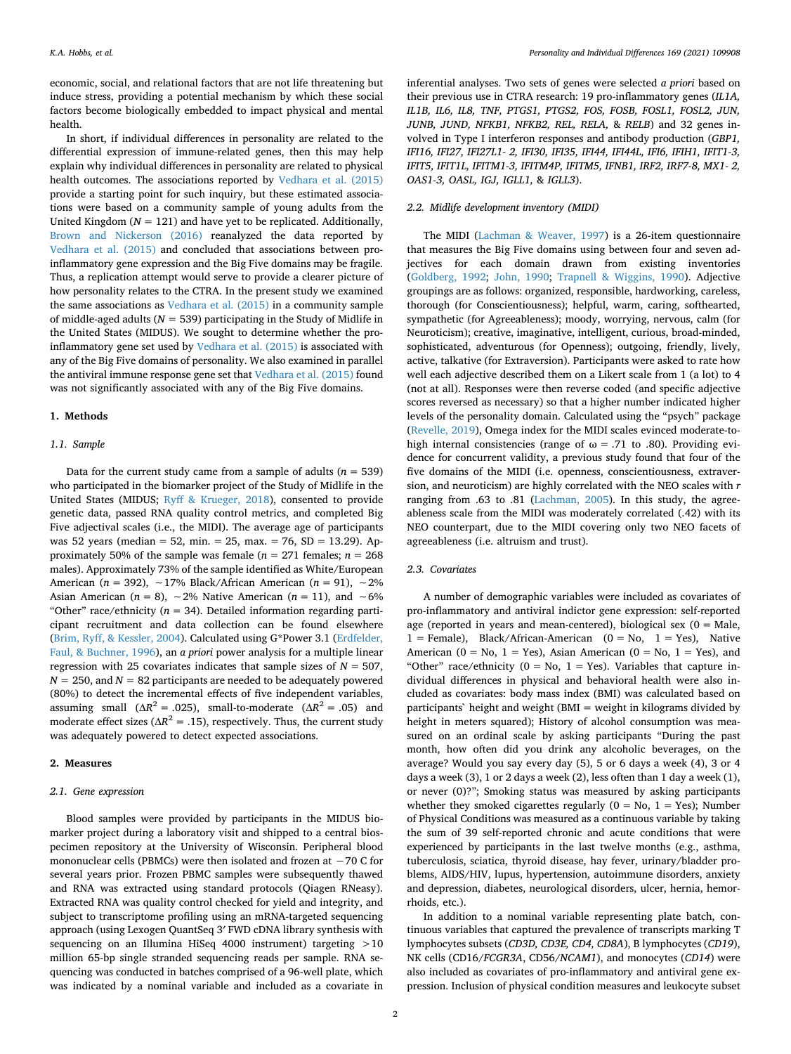economic, social, and relational factors that are not life threatening but induce stress, providing a potential mechanism by which these social factors become biologically embedded to impact physical and mental health.

In short, if individual differences in personality are related to the differential expression of immune-related genes, then this may help explain why individual differences in personality are related to physical health outcomes. The associations reported by Vedhara et al. (2015) provide a starting point for such inquiry, but these estimated associations were based on a community sample of young adults from the United Kingdom ($N = 121$) and have yet to be replicated. Additionally, Brown and Nickerson (2016) reanalyzed the data reported by Vedhara et al. (2015) and concluded that associations between pro-inflammatory gene expression and the Big Five domains may be fragile. Thus, a replication attempt would serve to provide a clearer picture of how personality relates to the CTRA. In the present study we examined the same associations as Vedhara et al. (2015) in a community sample of middle-aged adults ($N = 539$) participating in the Study of Midlife in the United States (MIDUS). We sought to determine whether the pro-inflammatory gene set used by Vedhara et al. (2015) is associated with any of the Big Five domains of personality. We also examined in parallel the antiviral immune response gene set that Vedhara et al. (2015) found was not significantly associated with any of the Big Five domains.

## 1. Methods

### 1.1. Sample

Data for the current study came from a sample of adults ($n = 539$) who participated in the biomarker project of the Study of Midlife in the United States (MIDUS; Ryff & Krueger, 2018), consented to provide genetic data, passed RNA quality control metrics, and completed Big Five adjectival scales (i.e., the MIDI). The average age of participants was 52 years (median = 52, min. = 25, max. = 76, SD = 13.29). Approximately 50% of the sample was female ($n = 271$ females; $n = 268$ males). Approximately 73% of the sample identified as White/European American ($n = 392$), ~17% Black/African American ($n = 91$), ~2% Asian American ($n = 8$), ~2% Native American ($n = 11$), and ~6% "Other" race/ethnicity ($n = 34$). Detailed information regarding participant recruitment and data collection can be found elsewhere (Brim, Ryff, & Kessler, 2004). Calculated using G*Power 3.1 (Erdfelder, Faul, & Buchner, 1996), an *a priori* power analysis for a multiple linear regression with 25 covariates indicates that sample sizes of $N = 507$, $N = 250$, and $N = 82$ participants are needed to be adequately powered (80%) to detect the incremental effects of five independent variables, assuming small ($\Delta R^2 = .025$), small-to-moderate ($\Delta R^2 = .05$) and moderate effect sizes ($\Delta R^2 = .15$), respectively. Thus, the current study was adequately powered to detect expected associations.

## 2. Measures

### 2.1. Gene expression

Blood samples were provided by participants in the MIDUS biomarker project during a laboratory visit and shipped to a central biospecimen repository at the University of Wisconsin. Peripheral blood mononuclear cells (PBMCs) were then isolated and frozen at −70 C for several years prior. Frozen PBMC samples were subsequently thawed and RNA was extracted using standard protocols (Qiagen RNeasy). Extracted RNA was quality control checked for yield and integrity, and subject to transcriptome profiling using an mRNA-targeted sequencing approach (using Lexogen QuantSeq 3′ FWD cDNA library synthesis with sequencing on an Illumina HiSeq 4000 instrument) targeting >10 million 65-bp single stranded sequencing reads per sample. RNA sequencing was conducted in batches comprised of a 96-well plate, which was indicated by a nominal variable and included as a covariate in inferential analyses. Two sets of genes were selected *a priori* based on their previous use in CTRA research: 19 pro-inflammatory genes (*IL1A, IL1B, IL6, IL8, TNF, PTGS1, PTGS2, FOS, FOSB, FOSL1, FOSL2, JUN, JUNB, JUND, NFKB1, NFKB2, REL, RELA,* & *RELB*) and 32 genes involved in Type I interferon responses and antibody production (*GBP1, IFI16, IFI27, IFI27L1- 2, IFI30, IFI35, IFI44, IFI44L, IFI6, IFIH1, IFIT1-3, IFIT5, IFIT1L, IFITM1-3, IFITM4P, IFITM5, IFNB1, IRF2, IRF7-8, MX1- 2, OAS1-3, OASL, IGJ, IGLL1,* & *IGLL3*).

### 2.2. Midlife development inventory (MIDI)

The MIDI (Lachman & Weaver, 1997) is a 26-item questionnaire that measures the Big Five domains using between four and seven adjectives for each domain drawn from existing inventories (Goldberg, 1992; John, 1990; Trapnell & Wiggins, 1990). Adjective groupings are as follows: organized, responsible, hardworking, careless, thorough (for Conscientiousness); helpful, warm, caring, softhearted, sympathetic (for Agreeableness); moody, worrying, nervous, calm (for Neuroticism); creative, imaginative, intelligent, curious, broad-minded, sophisticated, adventurous (for Openness); outgoing, friendly, lively, active, talkative (for Extraversion). Participants were asked to rate how well each adjective described them on a Likert scale from 1 (a lot) to 4 (not at all). Responses were then reverse coded (and specific adjective scores reversed as necessary) so that a higher number indicated higher levels of the personality domain. Calculated using the "psych" package (Revelle, 2019), Omega index for the MIDI scales evinced moderate-to-high internal consistencies (range of ω = .71 to .80). Providing evidence for concurrent validity, a previous study found that four of the five domains of the MIDI (i.e. openness, conscientiousness, extraversion, and neuroticism) are highly correlated with the NEO scales with $r$ ranging from .63 to .81 (Lachman, 2005). In this study, the agreeableness scale from the MIDI was moderately correlated (.42) with its NEO counterpart, due to the MIDI covering only two NEO facets of agreeableness (i.e. altruism and trust).

### 2.3. Covariates

A number of demographic variables were included as covariates of pro-inflammatory and antiviral indictor gene expression: self-reported age (reported in years and mean-centered), biological sex (0 = Male, 1 = Female), Black/African-American (0 = No, 1 = Yes), Native American (0 = No, 1 = Yes), Asian American (0 = No, 1 = Yes), and "Other" race/ethnicity (0 = No, 1 = Yes). Variables that capture individual differences in physical and behavioral health were also included as covariates: body mass index (BMI) was calculated based on participants` height and weight (BMI = weight in kilograms divided by height in meters squared); History of alcohol consumption was measured on an ordinal scale by asking participants "During the past month, how often did you drink any alcoholic beverages, on the average? Would you say every day (5), 5 or 6 days a week (4), 3 or 4 days a week (3), 1 or 2 days a week (2), less often than 1 day a week (1), or never (0)?"; Smoking status was measured by asking participants whether they smoked cigarettes regularly (0 = No, 1 = Yes); Number of Physical Conditions was measured as a continuous variable by taking the sum of 39 self-reported chronic and acute conditions that were experienced by participants in the last twelve months (e.g., asthma, tuberculosis, sciatica, thyroid disease, hay fever, urinary/bladder problems, AIDS/HIV, lupus, hypertension, autoimmune disorders, anxiety and depression, diabetes, neurological disorders, ulcer, hernia, hemorrhoids, etc.).

In addition to a nominal variable representing plate batch, continuous variables that captured the prevalence of transcripts marking T lymphocytes subsets (*CD3D, CD3E, CD4, CD8A*), B lymphocytes (*CD19*), NK cells (CD16/*FCGR3A*, CD56/*NCAM1*), and monocytes (*CD14*) were also included as covariates of pro-inflammatory and antiviral gene expression. Inclusion of physical condition measures and leukocyte subset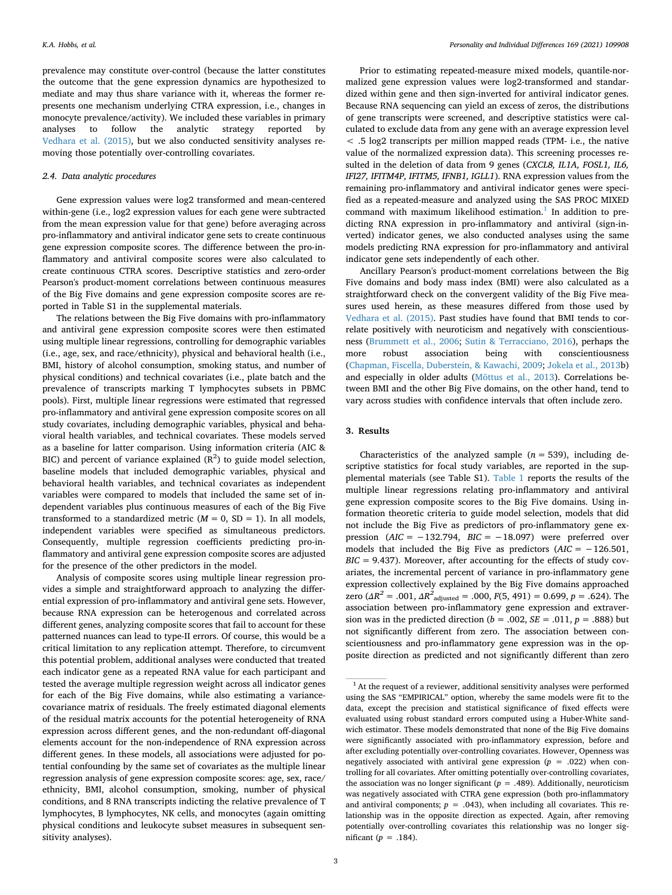prevalence may constitute over-control (because the latter constitutes the outcome that the gene expression dynamics are hypothesized to mediate and may thus share variance with it, whereas the former represents one mechanism underlying CTRA expression, i.e., changes in monocyte prevalence/activity). We included these variables in primary analyses to follow the analytic strategy reported by Vedhara et al. (2015), but we also conducted sensitivity analyses removing those potentially over-controlling covariates.

### 2.4. Data analytic procedures

Gene expression values were log2 transformed and mean-centered within-gene (i.e., log2 expression values for each gene were subtracted from the mean expression value for that gene) before averaging across pro-inflammatory and antiviral indicator gene sets to create continuous gene expression composite scores. The difference between the pro-inflammatory and antiviral composite scores were also calculated to create continuous CTRA scores. Descriptive statistics and zero-order Pearson's product-moment correlations between continuous measures of the Big Five domains and gene expression composite scores are reported in Table S1 in the supplemental materials.

The relations between the Big Five domains with pro-inflammatory and antiviral gene expression composite scores were then estimated using multiple linear regressions, controlling for demographic variables (i.e., age, sex, and race/ethnicity), physical and behavioral health (i.e., BMI, history of alcohol consumption, smoking status, and number of physical conditions) and technical covariates (i.e., plate batch and the prevalence of transcripts marking T lymphocytes subsets in PBMC pools). First, multiple linear regressions were estimated that regressed pro-inflammatory and antiviral gene expression composite scores on all study covariates, including demographic variables, physical and behavioral health variables, and technical covariates. These models served as a baseline for latter comparison. Using information criteria (AIC & BIC) and percent of variance explained ($R^2$) to guide model selection, baseline models that included demographic variables, physical and behavioral health variables, and technical covariates as independent variables were compared to models that included the same set of independent variables plus continuous measures of each of the Big Five transformed to a standardized metric ($M = 0$, SD = 1). In all models, independent variables were specified as simultaneous predictors. Consequently, multiple regression coefficients predicting pro-inflammatory and antiviral gene expression composite scores are adjusted for the presence of the other predictors in the model.

Analysis of composite scores using multiple linear regression provides a simple and straightforward approach to analyzing the differential expression of pro-inflammatory and antiviral gene sets. However, because RNA expression can be heterogenous and correlated across different genes, analyzing composite scores that fail to account for these patterned nuances can lead to type-II errors. Of course, this would be a critical limitation to any replication attempt. Therefore, to circumvent this potential problem, additional analyses were conducted that treated each indicator gene as a repeated RNA value for each participant and tested the average multiple regression weight across all indicator genes for each of the Big Five domains, while also estimating a variance-covariance matrix of residuals. The freely estimated diagonal elements of the residual matrix accounts for the potential heterogeneity of RNA expression across different genes, and the non-redundant off-diagonal elements account for the non-independence of RNA expression across different genes. In these models, all associations were adjusted for potential confounding by the same set of covariates as the multiple linear regression analysis of gene expression composite scores: age, sex, race/ethnicity, BMI, alcohol consumption, smoking, number of physical conditions, and 8 RNA transcripts indicting the relative prevalence of T lymphocytes, B lymphocytes, NK cells, and monocytes (again omitting physical conditions and leukocyte subset measures in subsequent sensitivity analyses).

Prior to estimating repeated-measure mixed models, quantile-normalized gene expression values were log2-transformed and standardized within gene and then sign-inverted for antiviral indicator genes. Because RNA sequencing can yield an excess of zeros, the distributions of gene transcripts were screened, and descriptive statistics were calculated to exclude data from any gene with an average expression level < .5 log2 transcripts per million mapped reads (TPM- i.e., the native value of the normalized expression data). This screening processes resulted in the deletion of data from 9 genes (*CXCL8, IL1A, FOSL1, IL6, IFI27, IFITM4P, IFITM5, IFNB1, IGLL1*). RNA expression values from the remaining pro-inflammatory and antiviral indicator genes were specified as a repeated-measure and analyzed using the SAS PROC MIXED command with maximum likelihood estimation.[1] In addition to predicting RNA expression in pro-inflammatory and antiviral (sign-inverted) indicator genes, we also conducted analyses using the same models predicting RNA expression for pro-inflammatory and antiviral indicator gene sets independently of each other.

Ancillary Pearson's product-moment correlations between the Big Five domains and body mass index (BMI) were also calculated as a straightforward check on the convergent validity of the Big Five measures used herein, as these measures differed from those used by Vedhara et al. (2015). Past studies have found that BMI tends to correlate positively with neuroticism and negatively with conscientiousness (Brummett et al., 2006; Sutin & Terracciano, 2016), perhaps the most robust association being with conscientiousness (Chapman, Fiscella, Duberstein, & Kawachi, 2009; Jokela et al., 2013b) and especially in older adults (Mõttus et al., 2013). Correlations between BMI and the other Big Five domains, on the other hand, tend to vary across studies with confidence intervals that often include zero.

## 3. Results

Characteristics of the analyzed sample ($n = 539$), including descriptive statistics for focal study variables, are reported in the supplemental materials (see Table S1). Table 1 reports the results of the multiple linear regressions relating pro-inflammatory and antiviral gene expression composite scores to the Big Five domains. Using information theoretic criteria to guide model selection, models that did not include the Big Five as predictors of pro-inflammatory gene expression ($AIC = -132.794$, $BIC = -18.097$) were preferred over models that included the Big Five as predictors ($AIC = -126.501$, $BIC = 9.437$). Moreover, after accounting for the effects of study covariates, the incremental percent of variance in pro-inflammatory gene expression collectively explained by the Big Five domains approached zero ($\Delta R^2 = .001$, $\Delta R^2_{\text{adjusted}} = .000$, $F(5, 491) = 0.699$, $p = .624$). The association between pro-inflammatory gene expression and extraversion was in the predicted direction ($b = .002$, $SE = .011$, $p = .888$) but not significantly different from zero. The association between conscientiousness and pro-inflammatory gene expression was in the opposite direction as predicted and not significantly different than zero

[1] At the request of a reviewer, additional sensitivity analyses were performed using the SAS "EMPIRICAL" option, whereby the same models were fit to the data, except the precision and statistical significance of fixed effects were evaluated using robust standard errors computed using a Huber-White sandwich estimator. These models demonstrated that none of the Big Five domains were significantly associated with pro-inflammatory expression, before and after excluding potentially over-controlling covariates. However, Openness was negatively associated with antiviral gene expression ($p = .022$) when controlling for all covariates. After omitting potentially over-controlling covariates, the association was no longer significant ($p = .489$). Additionally, neuroticism was negatively associated with CTRA gene expression (both pro-inflammatory and antiviral components; $p = .043$), when including all covariates. This relationship was in the opposite direction as expected. Again, after removing potentially over-controlling covariates this relationship was no longer significant ($p = .184$).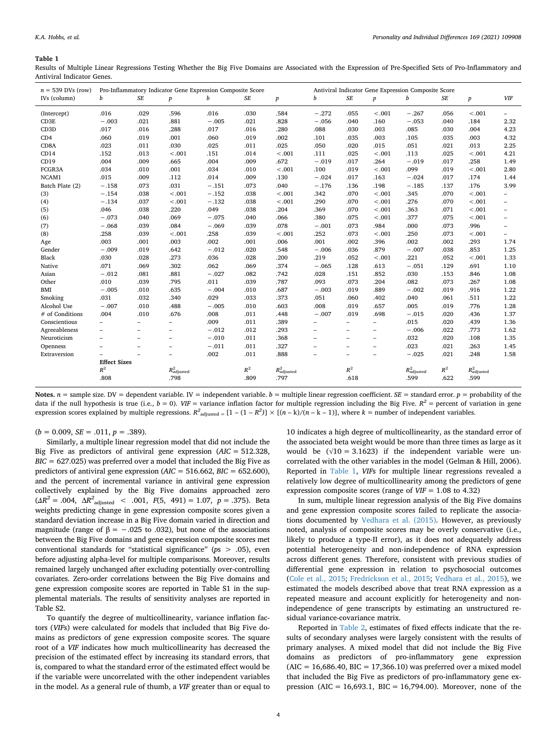**Table 1**

Results of Multiple Linear Regressions Testing Whether the Big Five Domains are Associated with the Expression of Pre-Specified Sets of Pro-Inflammatory and Antiviral Indicator Genes.

| $n$ = 539 DVs (row) | Pro-Inflammatory Indicator Gene Expression Composite Score | | | | | | Antiviral Indicator Gene Expression Composite Score | | | | | | |
|---|---|---|---|---|---|---|---|---|---|---|---|---|---|
| IVs (column) | *b* | *SE* | *p* | *b* | *SE* | *p* | *b* | *SE* | *p* | *b* | *SE* | *p* | *VIF* |
| (Intercept) | .016 | .029 | .596 | .016 | .030 | .584 | −.272 | .055 | <.001 | −.267 | .056 | <.001 | – |
| CD3E | −.003 | .021 | .881 | −.005 | .021 | .828 | −.056 | .040 | .160 | −.053 | .040 | .184 | 2.32 |
| CD3D | .017 | .016 | .288 | .017 | .016 | .280 | .088 | .030 | .003 | .085 | .030 | .004 | 4.23 |
| CD4 | .060 | .019 | .001 | .060 | .019 | .002 | .101 | .035 | .003 | .105 | .035 | .003 | 4.32 |
| CD8A | .023 | .011 | .030 | .025 | .011 | .025 | .050 | .020 | .015 | .051 | .021 | .013 | 2.25 |
| CD14 | .152 | .013 | <.001 | .151 | .014 | <.001 | .111 | .025 | <.001 | .113 | .025 | <.001 | 4.21 |
| CD19 | .004 | .009 | .665 | .004 | .009 | .672 | −.019 | .017 | .264 | −.019 | .017 | .258 | 1.49 |
| FCGR3A | .034 | .010 | .001 | .034 | .010 | <.001 | .100 | .019 | <.001 | .099 | .019 | <.001 | 2.80 |
| NCAM1 | .015 | .009 | .112 | .014 | .009 | .130 | −.024 | .017 | .163 | −.024 | .017 | .174 | 1.44 |
| Batch Plate (2) | −.158 | .073 | .031 | −.151 | .073 | .040 | −.176 | .136 | .198 | −.185 | .137 | .176 | 3.99 |
| (3) | −.154 | .038 | <.001 | −.152 | .038 | <.001 | .342 | .070 | <.001 | .345 | .070 | <.001 | – |
| (4) | −.134 | .037 | <.001 | −.132 | .038 | <.001 | .290 | .070 | <.001 | .276 | .070 | <.001 | – |
| (5) | .046 | .038 | .220 | .049 | .038 | .204 | .369 | .070 | <.001 | .363 | .071 | <.001 | – |
| (6) | −.073 | .040 | .069 | −.075 | .040 | .066 | .380 | .075 | <.001 | .377 | .075 | <.001 | – |
| (7) | −.068 | .039 | .084 | −.069 | .039 | .078 | −.001 | .073 | .984 | .000 | .073 | .996 | – |
| (8) | .258 | .039 | <.001 | .258 | .039 | <.001 | .252 | .073 | <.001 | .250 | .073 | <.001 | – |
| Age | .003 | .001 | .003 | .002 | .001 | .006 | .001 | .002 | .396 | .002 | .002 | .293 | 1.74 |
| Gender | −.009 | .019 | .642 | −.012 | .020 | .548 | −.006 | .036 | .879 | −.007 | .038 | .853 | 1.25 |
| Black | .030 | .028 | .273 | .036 | .028 | .200 | .219 | .052 | <.001 | .221 | .052 | <.001 | 1.33 |
| Native | .071 | .069 | .302 | .062 | .069 | .374 | −.065 | .128 | .613 | −.051 | .129 | .691 | 1.10 |
| Asian | −.012 | .081 | .881 | −.027 | .082 | .742 | .028 | .151 | .852 | .030 | .153 | .846 | 1.08 |
| Other | .010 | .039 | .795 | .011 | .039 | .787 | .093 | .073 | .204 | .082 | .073 | .267 | 1.08 |
| BMI | −.005 | .010 | .635 | −.004 | .010 | .687 | −.003 | .019 | .889 | −.002 | .019 | .916 | 1.22 |
| Smoking | .031 | .032 | .340 | .029 | .033 | .373 | .051 | .060 | .402 | .040 | .061 | .511 | 1.22 |
| Alcohol Use | −.007 | .010 | .488 | −.005 | .010 | .603 | .008 | .019 | .657 | .005 | .019 | .776 | 1.28 |
| # of Conditions | .004 | .010 | .676 | .008 | .011 | .448 | −.007 | .019 | .698 | −.015 | .020 | .436 | 1.37 |
| Conscientious | – | – | – | .009 | .011 | .389 | – | – | – | .015 | .020 | .439 | 1.36 |
| Agreeableness | – | – | – | −.012 | .012 | .293 | – | – | – | −.006 | .022 | .773 | 1.62 |
| Neuroticism | – | – | – | −.010 | .011 | .368 | – | – | – | .032 | .020 | .108 | 1.35 |
| Openness | – | – | – | −.011 | .011 | .327 | – | – | – | .023 | .021 | .263 | 1.45 |
| Extraversion | – | – | – | .002 | .011 | .888 | – | – | – | −.025 | .021 | .248 | 1.58 |
| | **Effect Sizes** | | | | | | | | | | | | |
| | $R^2$ | | $R^2_{adjusted}$ | | $R^2$ | $R^2_{adjusted}$ | | $R^2$ | | $R^2_{adjusted}$ | $R^2$ | $R^2_{adjusted}$ | |
| | .808 | | .798 | | .809 | .797 | | .618 | | .599 | .622 | .599 | |

**Notes.** $n$ = sample size. DV = dependent variable. IV = independent variable. $b$ = multiple linear regression coefficient. $SE$ = standard error. $p$ = probability of the data if the null hypothesis is true (i.e., $b = 0$). $VIF$ = variance inflation factor for multiple regression including the Big Five. $R^2$ = percent of variation in gene expression scores explained by multiple regressions. $R^2_{adjusted} = [1 - (1 - R^2)] \times [(n - k)/(n - k - 1)]$, where $k$ = number of independent variables.

($b = 0.009$, $SE = .011$, $p = .389$).

Similarly, a multiple linear regression model that did not include the Big Five as predictors of antiviral gene expression ($AIC = 512.328$, $BIC = 627.025$) was preferred over a model that included the Big Five as predictors of antiviral gene expression ($AIC = 516.662$, $BIC = 652.600$), and the percent of incremental variance in antiviral gene expression collectively explained by the Big Five domains approached zero ($\Delta R^2 = .004$, $\Delta R^2_{adjusted} < .001$, $F(5, 491) = 1.07$, $p = .375$). Beta weights predicting change in gene expression composite scores given a standard deviation increase in a Big Five domain varied in direction and magnitude (range of $\beta = -.025$ to $.032$), but none of the associations between the Big Five domains and gene expression composite scores met conventional standards for "statistical significance" ($ps > .05$), even before adjusting alpha-level for multiple comparisons. Moreover, results remained largely unchanged after excluding potentially over-controlling covariates. Zero-order correlations between the Big Five domains and gene expression composite scores are reported in Table S1 in the supplemental materials. The results of sensitivity analyses are reported in Table S2.

To quantify the degree of multicollinearity, variance inflation factors (*VIFs*) were calculated for models that included that Big Five domains as predictors of gene expression composite scores. The square root of a *VIF* indicates how much multicollinearity has decreased the precision of the estimated effect by increasing its standard errors, that is, compared to what the standard error of the estimated effect would be if the variable were uncorrelated with the other independent variables in the model. As a general rule of thumb, a *VIF* greater than or equal to 10 indicates a high degree of multicollinearity, as the standard error of the associated beta weight would be more than three times as large as it would be ($\sqrt{10} = 3.1623$) if the independent variable were uncorrelated with the other variables in the model (Gelman & Hill, 2006). Reported in Table 1, *VIFs* for multiple linear regressions revealed a relatively low degree of multicollinearity among the predictors of gene expression composite scores (range of $VIF = 1.08$ to $4.32$)

In sum, multiple linear regression analysis of the Big Five domains and gene expression composite scores failed to replicate the associations documented by Vedhara et al. (2015). However, as previously noted, analysis of composite scores may be overly conservative (i.e., likely to produce a type-II error), as it does not adequately address potential heterogeneity and non-independence of RNA expression across different genes. Therefore, consistent with previous studies of differential gene expression in relation to psychosocial outcomes (Cole et al., 2015; Fredrickson et al., 2015; Vedhara et al., 2015), we estimated the models described above that treat RNA expression as a repeated measure and account explicitly for heterogeneity and non-independence of gene transcripts by estimating an unstructured residual variance-covariance matrix.

Reported in Table 2, estimates of fixed effects indicate that the results of secondary analyses were largely consistent with the results of primary analyses. A mixed model that did not include the Big Five domains as predictors of pro-inflammatory gene expression (AIC = 16,686.40, BIC = 17,366.10) was preferred over a mixed model that included the Big Five as predictors of pro-inflammatory gene expression (AIC = 16,693.1, BIC = 16,794.00). Moreover, none of the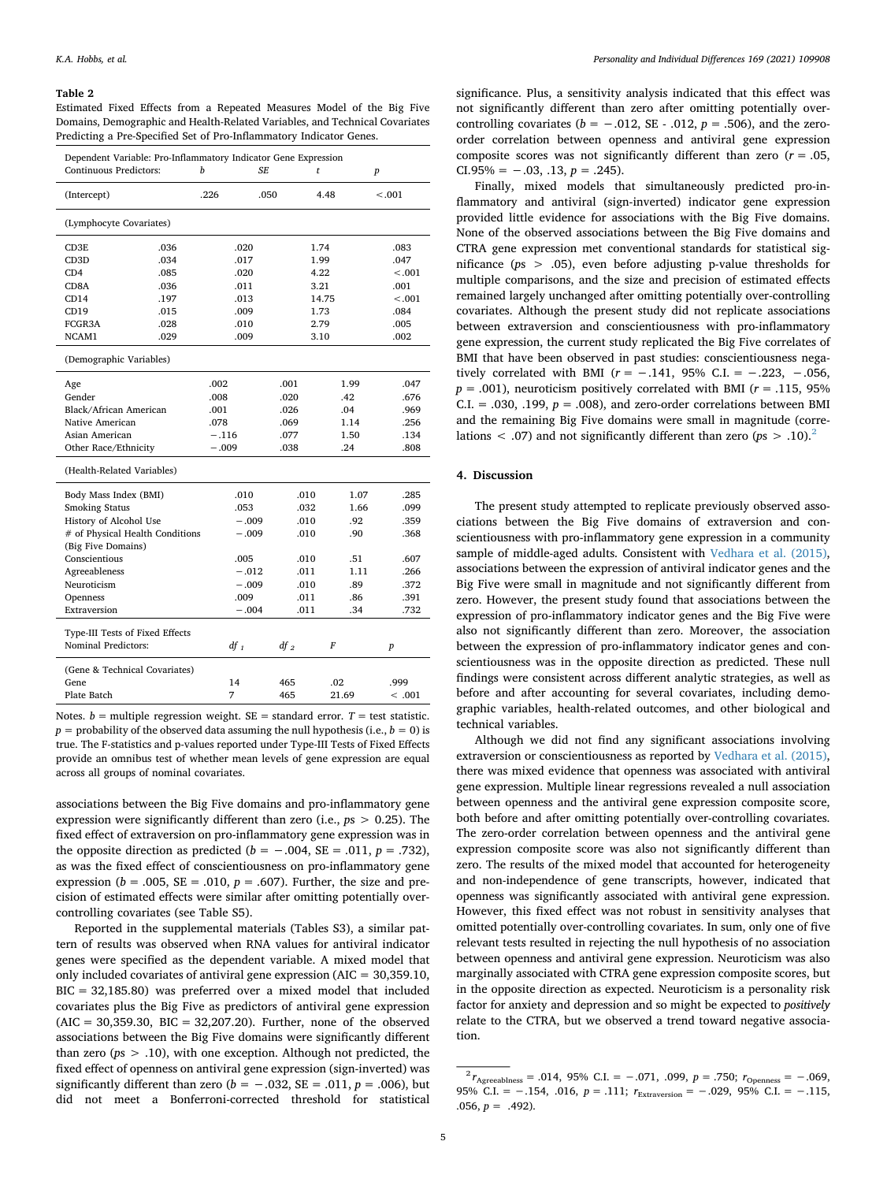**Table 2**

Estimated Fixed Effects from a Repeated Measures Model of the Big Five Domains, Demographic and Health-Related Variables, and Technical Covariates Predicting a Pre-Specified Set of Pro-Inflammatory Indicator Genes.

| Dependent Variable: Pro-Inflammatory Indicator Gene Expression | | | | |
|---|---|---|---|---|
| Continuous Predictors: | *b* | *SE* | *t* | *p* |
| (Intercept) | .226 | .050 | 4.48 | < .001 |
| (Lymphocyte Covariates) | | | | |
| CD3E | .036 | .020 | 1.74 | .083 |
| CD3D | .034 | .017 | 1.99 | .047 |
| CD4 | .085 | .020 | 4.22 | < .001 |
| CD8A | .036 | .011 | 3.21 | .001 |
| CD14 | .197 | .013 | 14.75 | < .001 |
| CD19 | .015 | .009 | 1.73 | .084 |
| FCGR3A | .028 | .010 | 2.79 | .005 |
| NCAM1 | .029 | .009 | 3.10 | .002 |
| (Demographic Variables) | | | | |
| Age | .002 | .001 | 1.99 | .047 |
| Gender | .008 | .020 | .42 | .676 |
| Black/African American | .001 | .026 | .04 | .969 |
| Native American | .078 | .069 | 1.14 | .256 |
| Asian American | −.116 | .077 | 1.50 | .134 |
| Other Race/Ethnicity | −.009 | .038 | .24 | .808 |
| (Health-Related Variables) | | | | |
| Body Mass Index (BMI) | .010 | .010 | 1.07 | .285 |
| Smoking Status | .053 | .032 | 1.66 | .099 |
| History of Alcohol Use | −.009 | .010 | .92 | .359 |
| # of Physical Health Conditions | −.009 | .010 | .90 | .368 |
| (Big Five Domains) | | | | |
| Conscientious | .005 | .010 | .51 | .607 |
| Agreeableness | −.012 | .011 | 1.11 | .266 |
| Neuroticism | −.009 | .010 | .89 | .372 |
| Openness | .009 | .011 | .86 | .391 |
| Extraversion | −.004 | .011 | .34 | .732 |
| Type-III Tests of Fixed Effects | | | | |
| Nominal Predictors: | $df_1$ | $df_2$ | *F* | *p* |
| (Gene & Technical Covariates) | | | | |
| Gene | 14 | 465 | .02 | .999 |
| Plate Batch | 7 | 465 | 21.69 | < .001 |

Notes. *b* = multiple regression weight. SE = standard error. *T* = test statistic. *p* = probability of the observed data assuming the null hypothesis (i.e., $b = 0$) is true. The F-statistics and p-values reported under Type-III Tests of Fixed Effects provide an omnibus test of whether mean levels of gene expression are equal across all groups of nominal covariates.

associations between the Big Five domains and pro-inflammatory gene expression were significantly different than zero (i.e., $ps > 0.25$). The fixed effect of extraversion on pro-inflammatory gene expression was in the opposite direction as predicted ($b = -.004$, SE = .011, $p = .732$), as was the fixed effect of conscientiousness on pro-inflammatory gene expression ($b = .005$, SE = .010, $p = .607$). Further, the size and precision of estimated effects were similar after omitting potentially over-controlling covariates (see Table S5).

Reported in the supplemental materials (Tables S3), a similar pattern of results was observed when RNA values for antiviral indicator genes were specified as the dependent variable. A mixed model that only included covariates of antiviral gene expression (AIC = 30,359.10, BIC = 32,185.80) was preferred over a mixed model that included covariates plus the Big Five as predictors of antiviral gene expression (AIC = 30,359.30, BIC = 32,207.20). Further, none of the observed associations between the Big Five domains were significantly different than zero ($ps > .10$), with one exception. Although not predicted, the fixed effect of openness on antiviral gene expression (sign-inverted) was significantly different than zero ($b = -.032$, SE = .011, $p = .006$), but did not meet a Bonferroni-corrected threshold for statistical significance. Plus, a sensitivity analysis indicated that this effect was not significantly different than zero after omitting potentially over-controlling covariates ($b = -.012$, SE - .012, $p = .506$), and the zero-order correlation between openness and antiviral gene expression composite scores was not significantly different than zero ($r = .05$, CI.95% = −.03, .13, $p = .245$).

Finally, mixed models that simultaneously predicted pro-inflammatory and antiviral (sign-inverted) indicator gene expression provided little evidence for associations with the Big Five domains. None of the observed associations between the Big Five domains and CTRA gene expression met conventional standards for statistical significance ($ps > .05$), even before adjusting p-value thresholds for multiple comparisons, and the size and precision of estimated effects remained largely unchanged after omitting potentially over-controlling covariates. Although the present study did not replicate associations between extraversion and conscientiousness with pro-inflammatory gene expression, the current study replicated the Big Five correlates of BMI that have been observed in past studies: conscientiousness negatively correlated with BMI ($r = -.141$, 95% C.I. = −.223, −.056, $p = .001$), neuroticism positively correlated with BMI ($r = .115$, 95% C.I. = .030, .199, $p = .008$), and zero-order correlations between BMI and the remaining Big Five domains were small in magnitude (correlations < .07) and not significantly different than zero ($ps > .10$).[2]

## 4. Discussion

The present study attempted to replicate previously observed associations between the Big Five domains of extraversion and conscientiousness with pro-inflammatory gene expression in a community sample of middle-aged adults. Consistent with Vedhara et al. (2015), associations between the expression of antiviral indicator genes and the Big Five were small in magnitude and not significantly different from zero. However, the present study found that associations between the expression of pro-inflammatory indicator genes and the Big Five were also not significantly different than zero. Moreover, the association between the expression of pro-inflammatory indicator genes and conscientiousness was in the opposite direction as predicted. These null findings were consistent across different analytic strategies, as well as before and after accounting for several covariates, including demographic variables, health-related outcomes, and other biological and technical variables.

Although we did not find any significant associations involving extraversion or conscientiousness as reported by Vedhara et al. (2015), there was mixed evidence that openness was associated with antiviral gene expression. Multiple linear regressions revealed a null association between openness and the antiviral gene expression composite score, both before and after omitting potentially over-controlling covariates. The zero-order correlation between openness and the antiviral gene expression composite score was also not significantly different than zero. The results of the mixed model that accounted for heterogeneity and non-independence of gene transcripts, however, indicated that openness was significantly associated with antiviral gene expression. However, this fixed effect was not robust in sensitivity analyses that omitted potentially over-controlling covariates. In sum, only one of five relevant tests resulted in rejecting the null hypothesis of no association between openness and antiviral gene expression. Neuroticism was also marginally associated with CTRA gene expression composite scores, but in the opposite direction as expected. Neuroticism is a personality risk factor for anxiety and depression and so might be expected to *positively* relate to the CTRA, but we observed a trend toward negative association.

---

[2] $r_{Agreeablness} = .014$, 95% C.I. = −.071, .099, $p = .750$; $r_{Openness} = -.069$, 95% C.I. = −.154, .016, $p = .111$; $r_{Extraversion} = -.029$, 95% C.I. = −.115, .056, $p = .492$).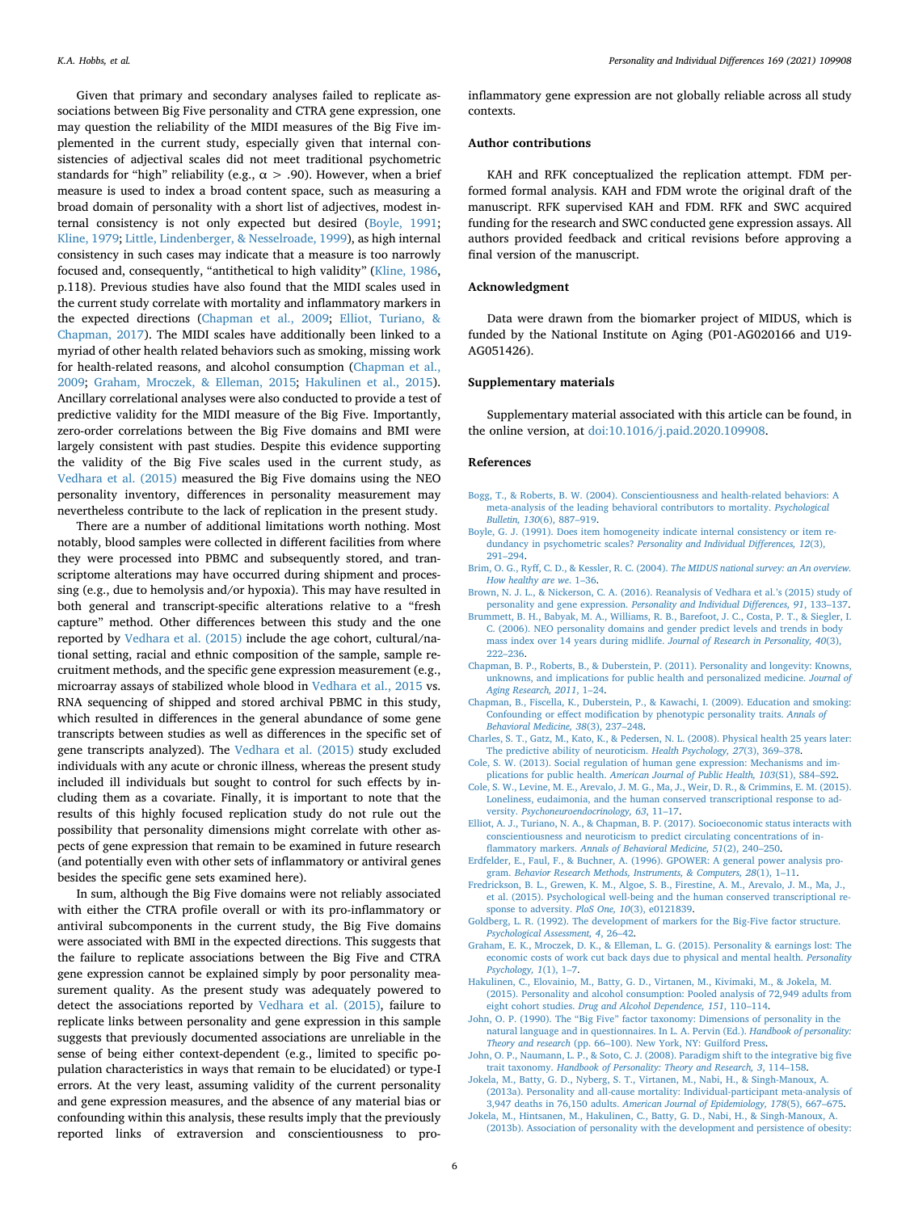Given that primary and secondary analyses failed to replicate associations between Big Five personality and CTRA gene expression, one may question the reliability of the MIDI measures of the Big Five implemented in the current study, especially given that internal consistencies of adjectival scales did not meet traditional psychometric standards for "high" reliability (e.g., α > .90). However, when a brief measure is used to index a broad content space, such as measuring a broad domain of personality with a short list of adjectives, modest internal consistency is not only expected but desired (Boyle, 1991; Kline, 1979; Little, Lindenberger, & Nesselroade, 1999), as high internal consistency in such cases may indicate that a measure is too narrowly focused and, consequently, "antithetical to high validity" (Kline, 1986, p.118). Previous studies have also found that the MIDI scales used in the current study correlate with mortality and inflammatory markers in the expected directions (Chapman et al., 2009; Elliot, Turiano, & Chapman, 2017). The MIDI scales have additionally been linked to a myriad of other health related behaviors such as smoking, missing work for health-related reasons, and alcohol consumption (Chapman et al., 2009; Graham, Mroczek, & Elleman, 2015; Hakulinen et al., 2015). Ancillary correlational analyses were also conducted to provide a test of predictive validity for the MIDI measure of the Big Five. Importantly, zero-order correlations between the Big Five domains and BMI were largely consistent with past studies. Despite this evidence supporting the validity of the Big Five scales used in the current study, as Vedhara et al. (2015) measured the Big Five domains using the NEO personality inventory, differences in personality measurement may nevertheless contribute to the lack of replication in the present study.

There are a number of additional limitations worth nothing. Most notably, blood samples were collected in different facilities from where they were processed into PBMC and subsequently stored, and transcriptome alterations may have occurred during shipment and processing (e.g., due to hemolysis and/or hypoxia). This may have resulted in both general and transcript-specific alterations relative to a "fresh capture" method. Other differences between this study and the one reported by Vedhara et al. (2015) include the age cohort, cultural/national setting, racial and ethnic composition of the sample, sample recruitment methods, and the specific gene expression measurement (e.g., microarray assays of stabilized whole blood in Vedhara et al., 2015 vs. RNA sequencing of shipped and stored archival PBMC in this study, which resulted in differences in the general abundance of some gene transcripts between studies as well as differences in the specific set of gene transcripts analyzed). The Vedhara et al. (2015) study excluded individuals with any acute or chronic illness, whereas the present study included ill individuals but sought to control for such effects by including them as a covariate. Finally, it is important to note that the results of this highly focused replication study do not rule out the possibility that personality dimensions might correlate with other aspects of gene expression that remain to be examined in future research (and potentially even with other sets of inflammatory or antiviral genes besides the specific gene sets examined here).

In sum, although the Big Five domains were not reliably associated with either the CTRA profile overall or with its pro-inflammatory or antiviral subcomponents in the current study, the Big Five domains were associated with BMI in the expected directions. This suggests that the failure to replicate associations between the Big Five and CTRA gene expression cannot be explained simply by poor personality measurement quality. As the present study was adequately powered to detect the associations reported by Vedhara et al. (2015), failure to replicate links between personality and gene expression in this sample suggests that previously documented associations are unreliable in the sense of being either context-dependent (e.g., limited to specific population characteristics in ways that remain to be elucidated) or type-I errors. At the very least, assuming validity of the current personality and gene expression measures, and the absence of any material bias or confounding within this analysis, these results imply that the previously reported links of extraversion and conscientiousness to pro-inflammatory gene expression are not globally reliable across all study contexts.

## Author contributions

KAH and RFK conceptualized the replication attempt. FDM performed formal analysis. KAH and FDM wrote the original draft of the manuscript. RFK supervised KAH and FDM. RFK and SWC acquired funding for the research and SWC conducted gene expression assays. All authors provided feedback and critical revisions before approving a final version of the manuscript.

## Acknowledgment

Data were drawn from the biomarker project of MIDUS, which is funded by the National Institute on Aging (P01-AG020166 and U19-AG051426).

## Supplementary materials

Supplementary material associated with this article can be found, in the online version, at doi:10.1016/j.paid.2020.109908.

## References

Bogg, T., & Roberts, B. W. (2004). Conscientiousness and health-related behaviors: A meta-analysis of the leading behavioral contributors to mortality. *Psychological Bulletin, 130*(6), 887–919.

Boyle, G. J. (1991). Does item homogeneity indicate internal consistency or item redundancy in psychometric scales? *Personality and Individual Differences, 12*(3), 291–294.

Brim, O. G., Ryff, C. D., & Kessler, R. C. (2004). *The MIDUS national survey: an An overview. How healthy are we.* 1–36.

Brown, N. J. L., & Nickerson, C. A. (2016). Reanalysis of Vedhara et al.'s (2015) study of personality and gene expression. *Personality and Individual Differences, 91*, 133–137.

Brummett, B. H., Babyak, M. A., Williams, R. B., Barefoot, J. C., Costa, P. T., & Siegler, I. C. (2006). NEO personality domains and gender predict levels and trends in body mass index over 14 years during midlife. *Journal of Research in Personality, 40*(3), 222–236.

Chapman, B. P., Roberts, B., & Duberstein, P. (2011). Personality and longevity: Knowns, unknowns, and implications for public health and personalized medicine. *Journal of Aging Research, 2011*, 1–24.

Chapman, B., Fiscella, K., Duberstein, P., & Kawachi, I. (2009). Education and smoking: Confounding or effect modification by phenotypic personality traits. *Annals of Behavioral Medicine, 38*(3), 237–248.

Charles, S. T., Gatz, M., Kato, K., & Pedersen, N. L. (2008). Physical health 25 years later: The predictive ability of neuroticism. *Health Psychology, 27*(3), 369–378.

Cole, S. W. (2013). Social regulation of human gene expression: Mechanisms and implications for public health. *American Journal of Public Health, 103*(S1), S84–S92.

Cole, S. W., Levine, M. E., Arevalo, J. M. G., Ma, J., Weir, D. R., & Crimmins, E. M. (2015). Loneliness, eudaimonia, and the human conserved transcriptional response to adversity. *Psychoneuroendocrinology, 63*, 11–17.

Elliot, A. J., Turiano, N. A., & Chapman, B. P. (2017). Socioeconomic status interacts with conscientiousness and neuroticism to predict circulating concentrations of inflammatory markers. *Annals of Behavioral Medicine, 51*(2), 240–250.

Erdfelder, E., Faul, F., & Buchner, A. (1996). GPOWER: A general power analysis program. *Behavior Research Methods, Instruments, & Computers, 28*(1), 1–11.

Fredrickson, B. L., Grewen, K. M., Algoe, S. B., Firestine, A. M., Arevalo, J. M., Ma, J., et al. (2015). Psychological well-being and the human conserved transcriptional response to adversity. *PloS One, 10*(3), e0121839.

Goldberg, L. R. (1992). The development of markers for the Big-Five factor structure. *Psychological Assessment, 4*, 26–42.

Graham, E. K., Mroczek, D. K., & Elleman, L. G. (2015). Personality & earnings lost: The economic costs of work cut back days due to physical and mental health. *Personality Psychology, 1*(1), 1–7.

Hakulinen, C., Elovainio, M., Batty, G. D., Virtanen, M., Kivimaki, M., & Jokela, M. (2015). Personality and alcohol consumption: Pooled analysis of 72,949 adults from eight cohort studies. *Drug and Alcohol Dependence, 151*, 110–114.

John, O. P. (1990). The "Big Five" factor taxonomy: Dimensions of personality in the natural language and in questionnaires. In L. A. Pervin (Ed.). *Handbook of personality: Theory and research* (pp. 66–100). New York, NY: Guilford Press.

John, O. P., Naumann, L. P., & Soto, C. J. (2008). Paradigm shift to the integrative big five trait taxonomy. *Handbook of Personality: Theory and Research, 3*, 114–158.

Jokela, M., Batty, G. D., Nyberg, S. T., Virtanen, M., Nabi, H., & Singh-Manoux, A. (2013a). Personality and all-cause mortality: Individual-participant meta-analysis of 3,947 deaths in 76,150 adults. *American Journal of Epidemiology, 178*(5), 667–675.

Jokela, M., Hintsanen, M., Hakulinen, C., Batty, G. D., Nabi, H., & Singh-Manoux, A. (2013b). Association of personality with the development and persistence of obesity: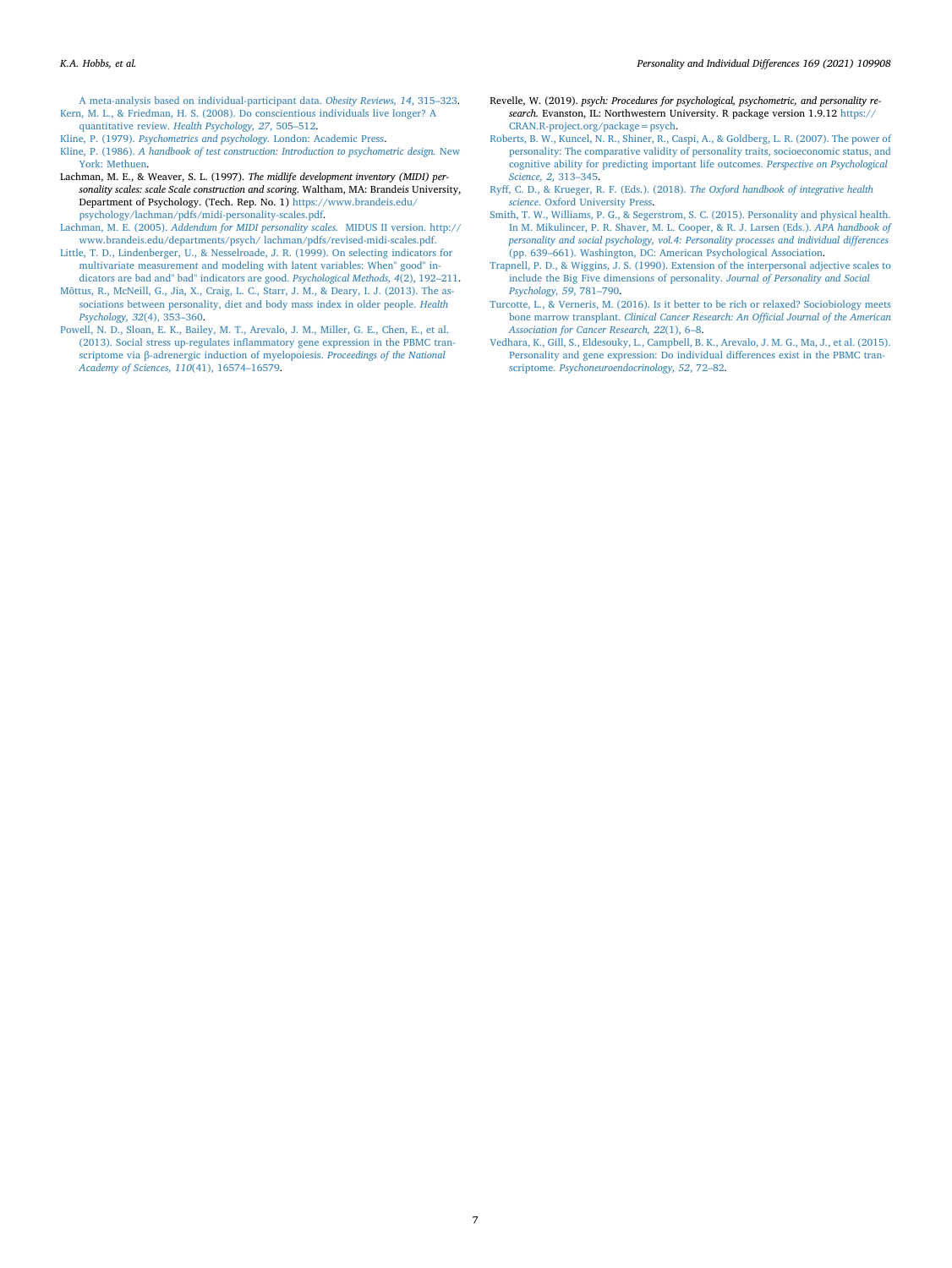A meta-analysis based on individual-participant data. *Obesity Reviews, 14*, 315–323.

Kern, M. L., & Friedman, H. S. (2008). Do conscientious individuals live longer? A quantitative review. *Health Psychology, 27*, 505–512.

Kline, P. (1979). *Psychometrics and psychology.* London: Academic Press.

Kline, P. (1986). *A handbook of test construction: Introduction to psychometric design.* New York: Methuen.

Lachman, M. E., & Weaver, S. L. (1997). *The midlife development inventory (MIDI) personality scales: scale Scale construction and scoring.* Waltham, MA: Brandeis University, Department of Psychology. (Tech. Rep. No. 1) https://www.brandeis.edu/psychology/lachman/pdfs/midi-personality-scales.pdf.

Lachman, M. E. (2005). *Addendum for MIDI personality scales.* MIDUS II version. http://www.brandeis.edu/departments/psych/ lachman/pdfs/revised-midi-scales.pdf.

Little, T. D., Lindenberger, U., & Nesselroade, J. R. (1999). On selecting indicators for multivariate measurement and modeling with latent variables: When" good" indicators are bad and" bad" indicators are good. *Psychological Methods, 4*(2), 192–211.

Mõttus, R., McNeill, G., Jia, X., Craig, L. C., Starr, J. M., & Deary, I. J. (2013). The associations between personality, diet and body mass index in older people. *Health Psychology, 32*(4), 353–360.

Powell, N. D., Sloan, E. K., Bailey, M. T., Arevalo, J. M., Miller, G. E., Chen, E., et al. (2013). Social stress up-regulates inflammatory gene expression in the PBMC transcriptome via β-adrenergic induction of myelopoiesis. *Proceedings of the National Academy of Sciences, 110*(41), 16574–16579.

Revelle, W. (2019). *psych: Procedures for psychological, psychometric, and personality research.* Evanston, IL: Northwestern University. R package version 1.9.12 https://CRAN.R-project.org/package=psych.

Roberts, B. W., Kuncel, N. R., Shiner, R., Caspi, A., & Goldberg, L. R. (2007). The power of personality: The comparative validity of personality traits, socioeconomic status, and cognitive ability for predicting important life outcomes. *Perspective on Psychological Science, 2*, 313–345.

Ryff, C. D., & Krueger, R. F. (Eds.). (2018). *The Oxford handbook of integrative health science*. Oxford University Press.

Smith, T. W., Williams, P. G., & Segerstrom, S. C. (2015). Personality and physical health. In M. Mikulincer, P. R. Shaver, M. L. Cooper, & R. J. Larsen (Eds.). *APA handbook of personality and social psychology, vol.4: Personality processes and individual differences* (pp. 639–661). Washington, DC: American Psychological Association.

Trapnell, P. D., & Wiggins, J. S. (1990). Extension of the interpersonal adjective scales to include the Big Five dimensions of personality. *Journal of Personality and Social Psychology, 59*, 781–790.

Turcotte, L., & Verneris, M. (2016). Is it better to be rich or relaxed? Sociobiology meets bone marrow transplant. *Clinical Cancer Research: An Official Journal of the American Association for Cancer Research, 22*(1), 6–8.

Vedhara, K., Gill, S., Eldesouky, L., Campbell, B. K., Arevalo, J. M. G., Ma, J., et al. (2015). Personality and gene expression: Do individual differences exist in the PBMC transcriptome. *Psychoneuroendocrinology, 52*, 72–82.